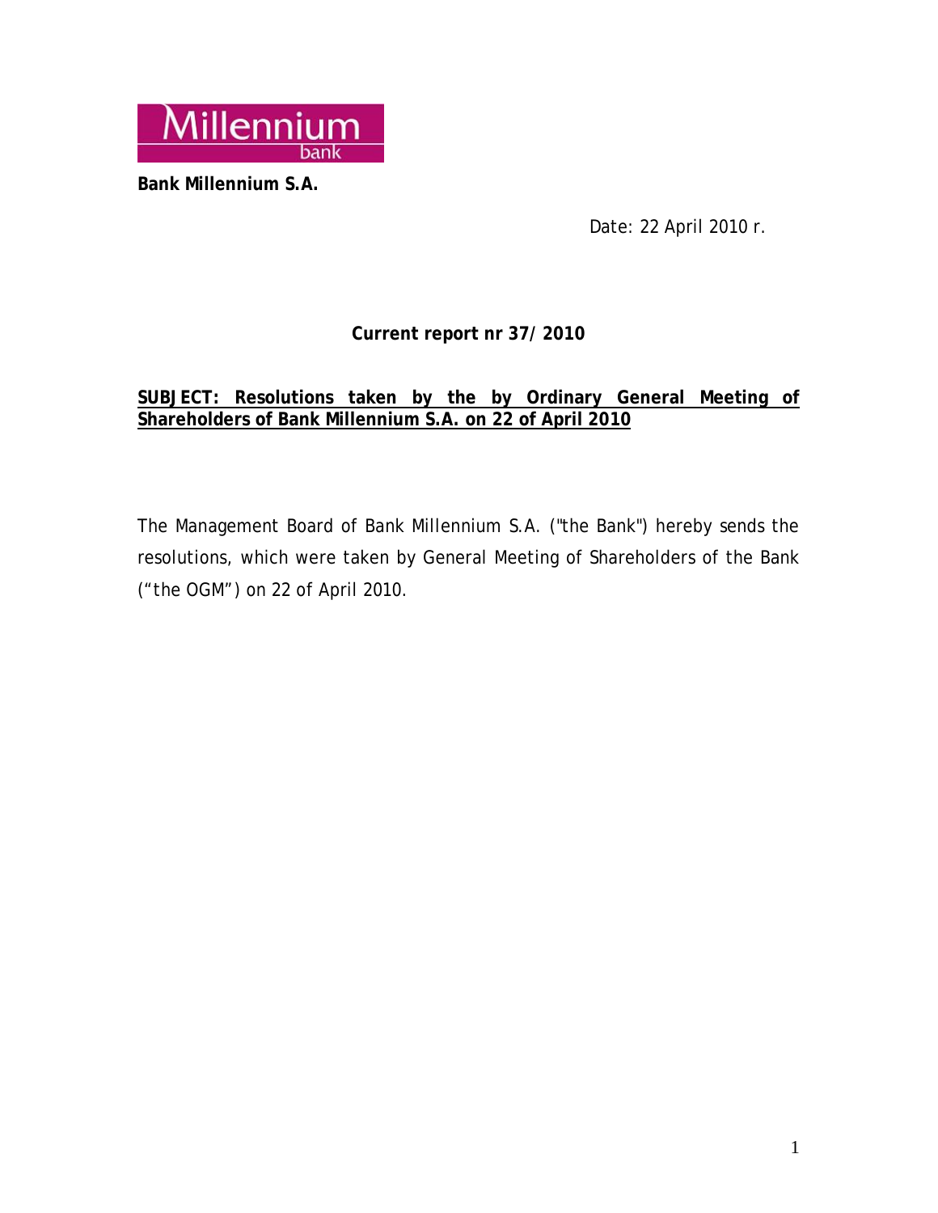Millennium bank

**Bank Millennium S.A.**

Date: 22 April 2010 r.

**Current report nr 37/ 2010**

**SUBJECT: Resolutions taken by the by Ordinary General Meeting of Shareholders of Bank Millennium S.A. on 22 of April 2010**

The Management Board of Bank Millennium S.A. ("the Bank") hereby sends the resolutions, which were taken by General Meeting of Shareholders of the Bank ("the OGM") on 22 of April 2010.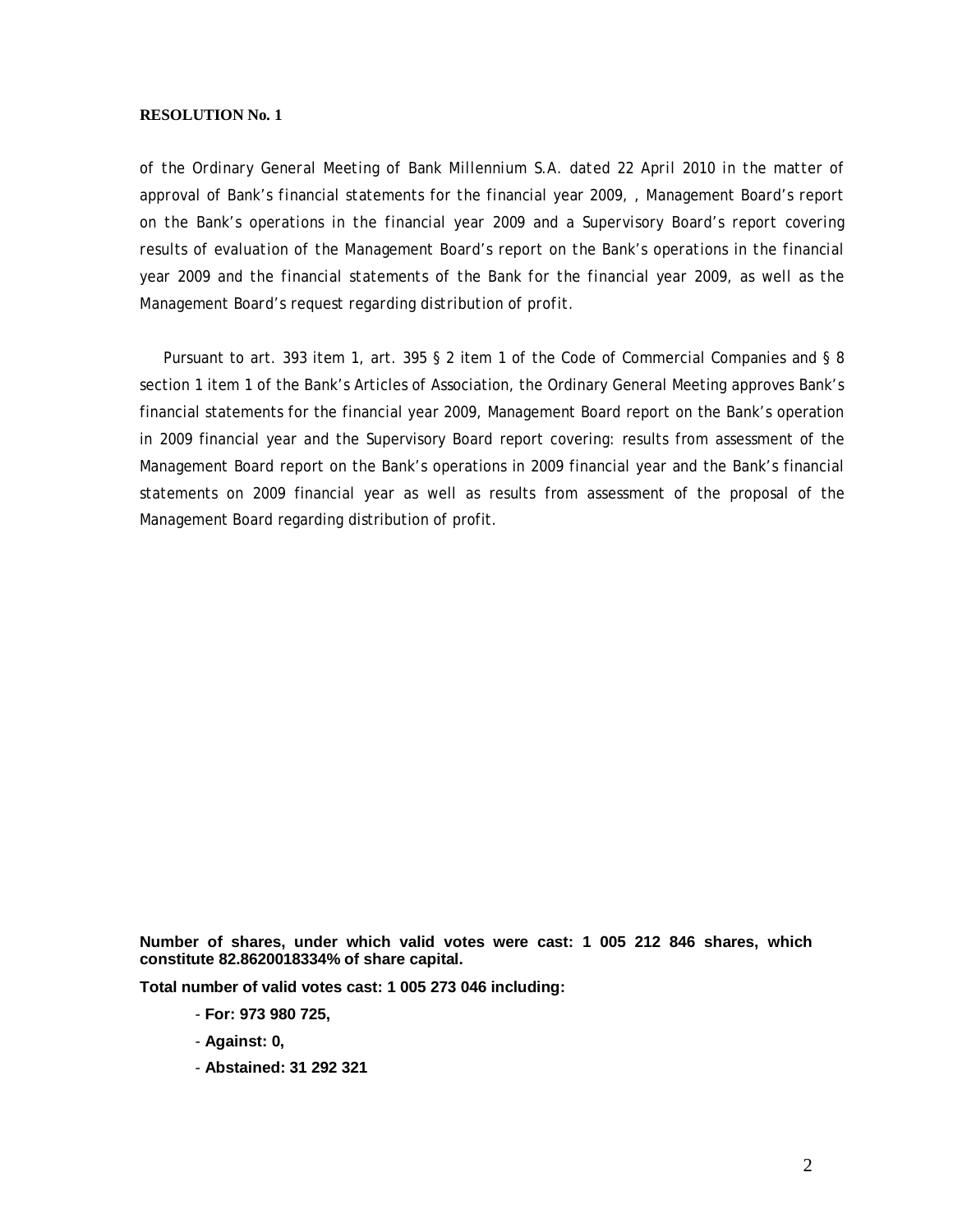**RESOLUTION No. 1**

*of the Ordinary General Meeting of Bank Millennium S.A. dated 22 April 2010 in the matter of approval of Bank's financial statements for the financial year 2009, , Management Board's report on the Bank's operations in the financial year 2009 and a Supervisory Board's report covering results of evaluation of the Management Board's report on the Bank's operations in the financial year 2009 and the financial statements of the Bank for the financial year 2009, as well as the Management Board's request regarding distribution of profit.*

Pursuant to art. 393 item 1, art. 395 § 2 item 1 of the Code of Commercial Companies and § 8 section 1 item 1 of the Bank's Articles of Association, the Ordinary General Meeting approves Bank's financial statements for the financial year 2009, Management Board report on the Bank's operation in 2009 financial year and the Supervisory Board report covering: results from assessment of the Management Board report on the Bank's operations in 2009 financial year and the Bank's financial statements on 2009 financial year as well as results from assessment of the proposal of the Management Board regarding distribution of profit.

**Number of shares, under which valid votes were cast: 1 005 212 846 shares, which constitute 82.8620018334% of share capital.**

**Total number of valid votes cast: 1 005 273 046 including:**

- **For: 973 980 725,**
- **Against: 0,**
- **Abstained: 31 292 321**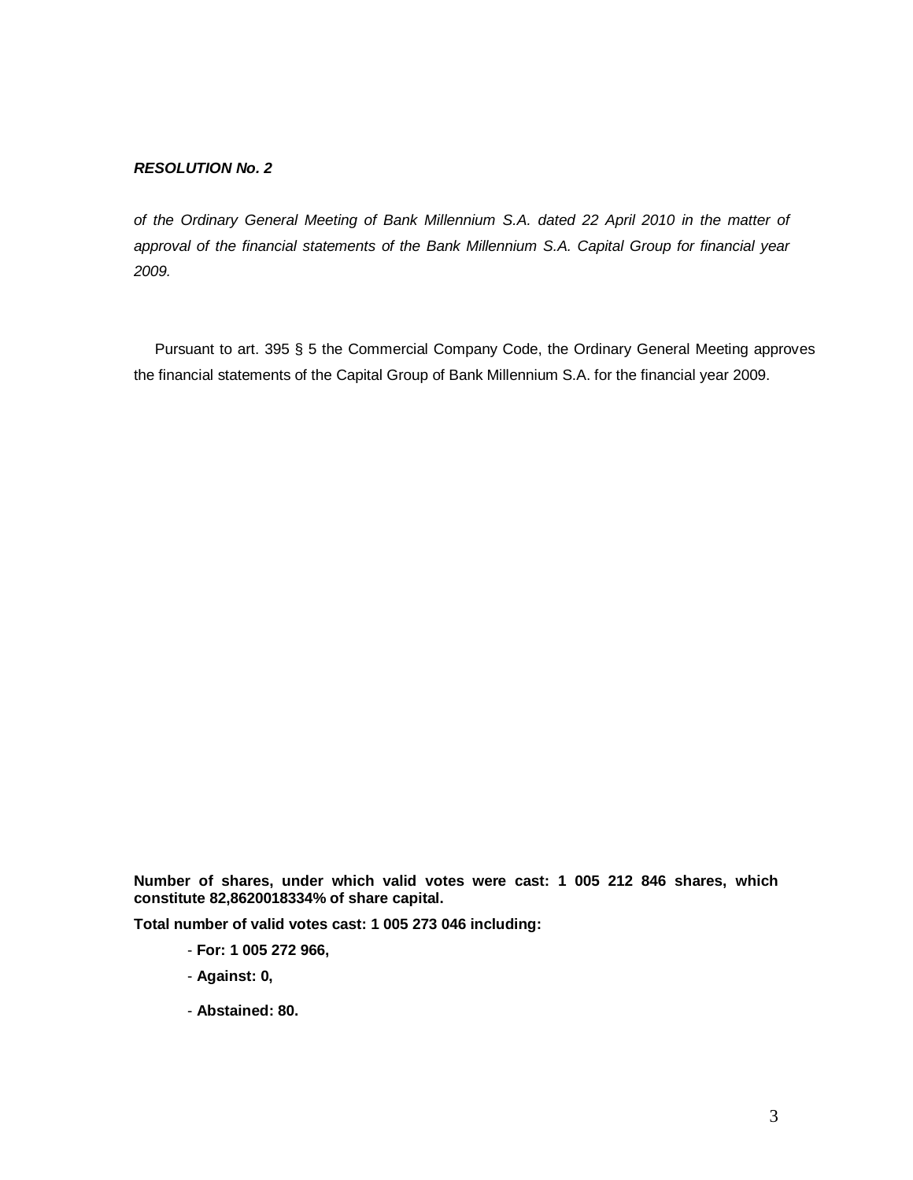***RESOLUTION No. 2***

*of the Ordinary General Meeting of Bank Millennium S.A. dated 22 April 2010 in the matter of approval of the financial statements of the Bank Millennium S.A. Capital Group for financial year 2009.*

Pursuant to art. 395 § 5 the Commercial Company Code, the Ordinary General Meeting approves the financial statements of the Capital Group of Bank Millennium S.A. for the financial year 2009.

**Number of shares, under which valid votes were cast: 1 005 212 846 shares, which constitute 82,8620018334% of share capital.**

**Total number of valid votes cast: 1 005 273 046 including:**

- **For: 1 005 272 966,**
- **Against: 0,**
- **Abstained: 80.**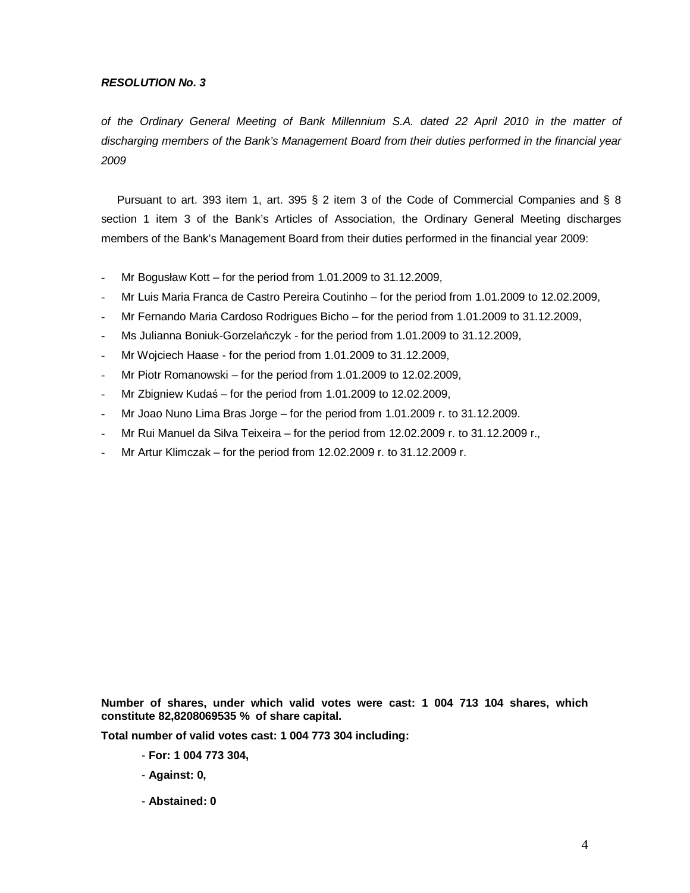***RESOLUTION No. 3***

*of the Ordinary General Meeting of Bank Millennium S.A. dated 22 April 2010 in the matter of discharging members of the Bank's Management Board from their duties performed in the financial year 2009*

Pursuant to art. 393 item 1, art. 395 § 2 item 3 of the Code of Commercial Companies and § 8 section 1 item 3 of the Bank's Articles of Association, the Ordinary General Meeting discharges members of the Bank's Management Board from their duties performed in the financial year 2009:

- Mr Bogusław Kott – for the period from 1.01.2009 to 31.12.2009,
- Mr Luis Maria Franca de Castro Pereira Coutinho – for the period from 1.01.2009 to 12.02.2009,
- Mr Fernando Maria Cardoso Rodrigues Bicho – for the period from 1.01.2009 to 31.12.2009,
- Ms Julianna Boniuk-Gorzelańczyk - for the period from 1.01.2009 to 31.12.2009,
- Mr Wojciech Haase - for the period from 1.01.2009 to 31.12.2009,
- Mr Piotr Romanowski – for the period from 1.01.2009 to 12.02.2009,
- Mr Zbigniew Kudaś – for the period from 1.01.2009 to 12.02.2009,
- Mr Joao Nuno Lima Bras Jorge – for the period from 1.01.2009 r. to 31.12.2009.
- Mr Rui Manuel da Silva Teixeira – for the period from 12.02.2009 r. to 31.12.2009 r.,
- Mr Artur Klimczak – for the period from 12.02.2009 r. to 31.12.2009 r.

**Number of shares, under which valid votes were cast: 1 004 713 104 shares, which constitute 82,8208069535 % of share capital.**

**Total number of valid votes cast: 1 004 773 304 including:**

- **For: 1 004 773 304,**
- **Against: 0,**
- **Abstained: 0**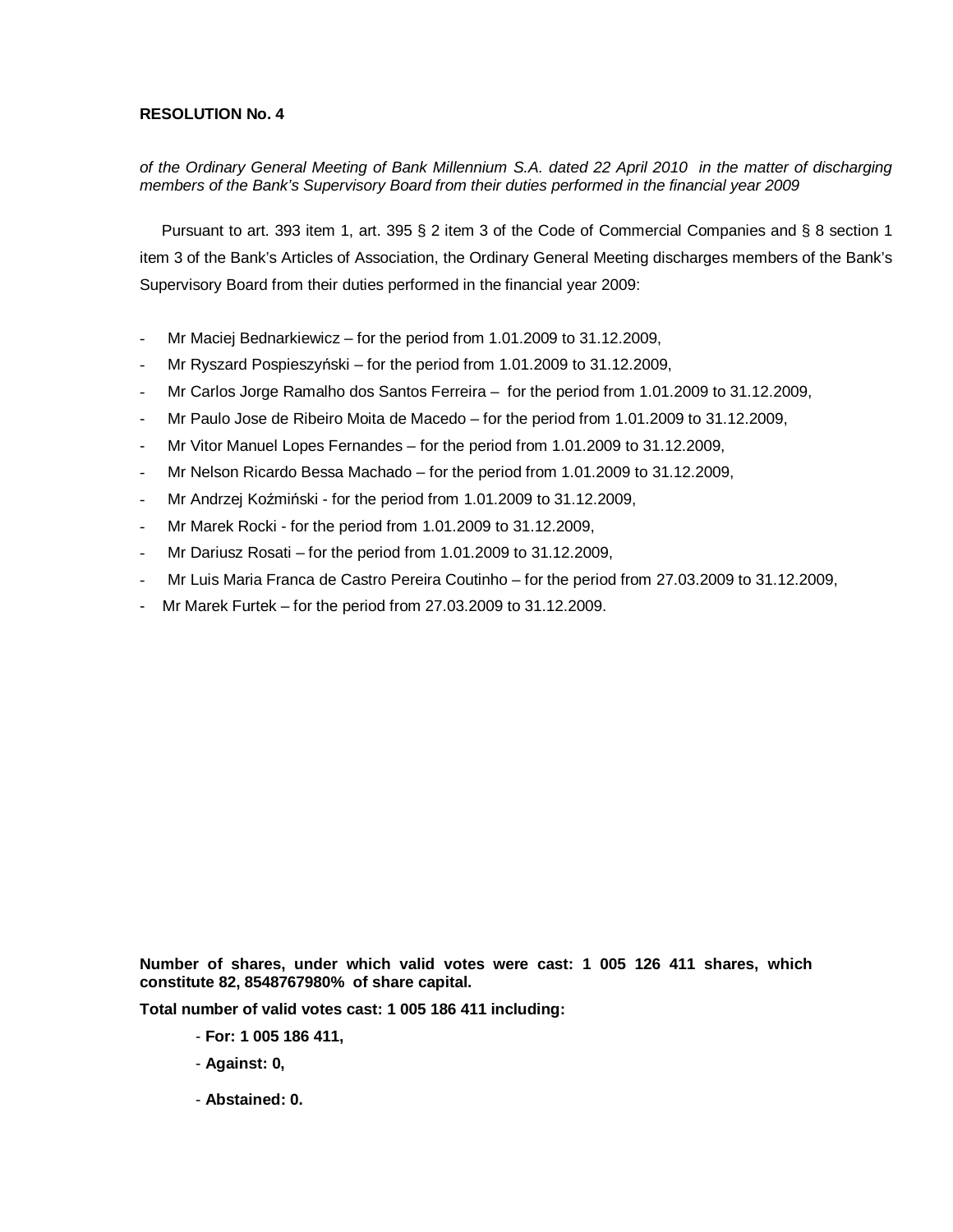**RESOLUTION No. 4**

*of the Ordinary General Meeting of Bank Millennium S.A. dated 22 April 2010 in the matter of discharging members of the Bank's Supervisory Board from their duties performed in the financial year 2009*

Pursuant to art. 393 item 1, art. 395 § 2 item 3 of the Code of Commercial Companies and § 8 section 1 item 3 of the Bank's Articles of Association, the Ordinary General Meeting discharges members of the Bank's Supervisory Board from their duties performed in the financial year 2009:

- Mr Maciej Bednarkiewicz – for the period from 1.01.2009 to 31.12.2009,
- Mr Ryszard Pospieszyński – for the period from 1.01.2009 to 31.12.2009,
- Mr Carlos Jorge Ramalho dos Santos Ferreira – for the period from 1.01.2009 to 31.12.2009,
- Mr Paulo Jose de Ribeiro Moita de Macedo – for the period from 1.01.2009 to 31.12.2009,
- Mr Vitor Manuel Lopes Fernandes – for the period from 1.01.2009 to 31.12.2009,
- Mr Nelson Ricardo Bessa Machado – for the period from 1.01.2009 to 31.12.2009,
- Mr Andrzej Koźmiński - for the period from 1.01.2009 to 31.12.2009,
- Mr Marek Rocki - for the period from 1.01.2009 to 31.12.2009,
- Mr Dariusz Rosati – for the period from 1.01.2009 to 31.12.2009,
- Mr Luis Maria Franca de Castro Pereira Coutinho – for the period from 27.03.2009 to 31.12.2009,
- Mr Marek Furtek – for the period from 27.03.2009 to 31.12.2009.

**Number of shares, under which valid votes were cast: 1 005 126 411 shares, which constitute 82, 8548767980% of share capital.**

**Total number of valid votes cast: 1 005 186 411 including:**

- **For: 1 005 186 411,**
- **Against: 0,**
- **Abstained: 0.**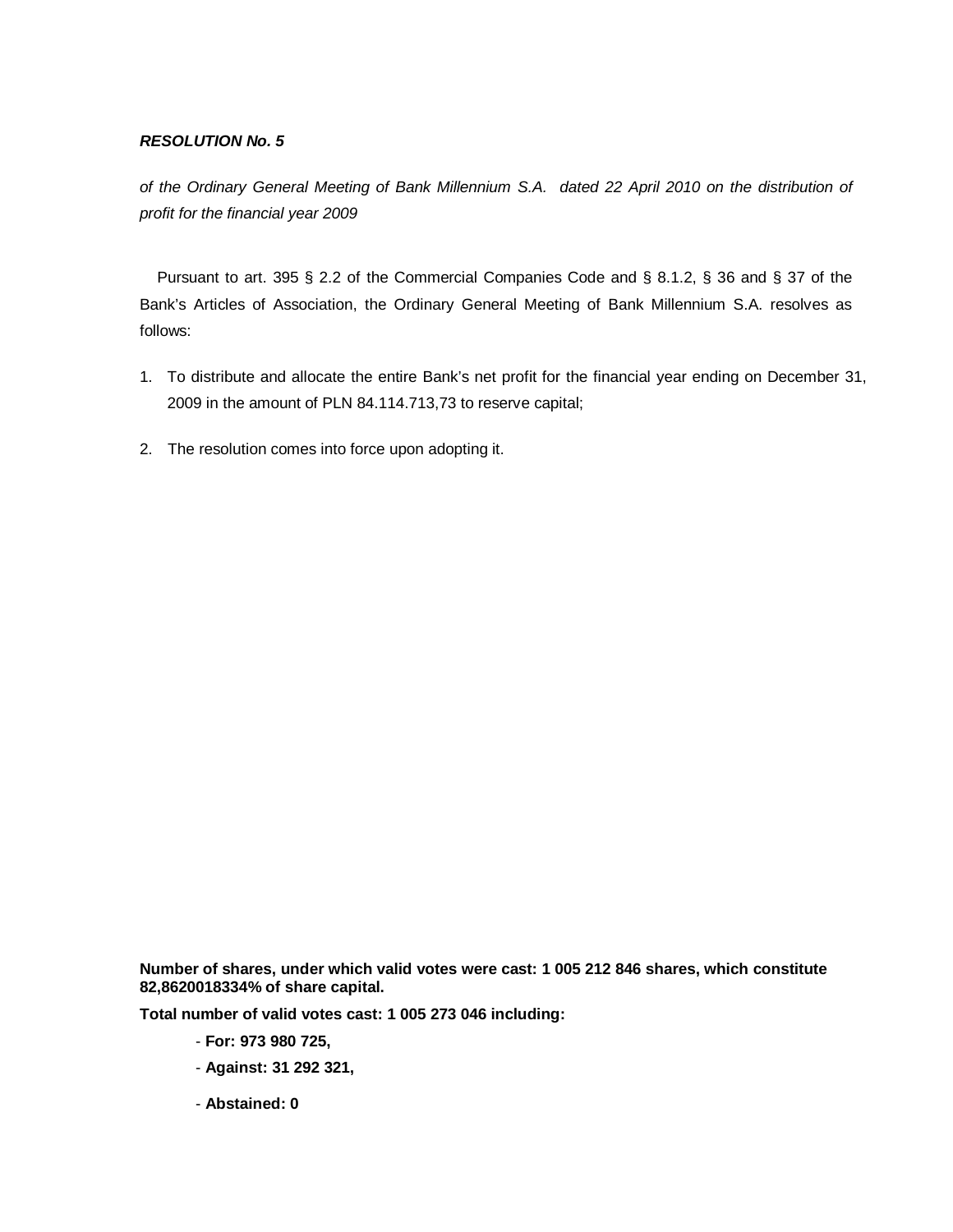***RESOLUTION No. 5***

*of the Ordinary General Meeting of Bank Millennium S.A. dated 22 April 2010 on the distribution of profit for the financial year 2009*

Pursuant to art. 395 § 2.2 of the Commercial Companies Code and § 8.1.2, § 36 and § 37 of the Bank's Articles of Association, the Ordinary General Meeting of Bank Millennium S.A. resolves as follows:

1. To distribute and allocate the entire Bank's net profit for the financial year ending on December 31, 2009 in the amount of PLN 84.114.713,73 to reserve capital;

2. The resolution comes into force upon adopting it.

**Number of shares, under which valid votes were cast: 1 005 212 846 shares, which constitute 82,8620018334% of share capital.**

**Total number of valid votes cast: 1 005 273 046 including:**

- **For: 973 980 725,**
- **Against: 31 292 321,**
- **Abstained: 0**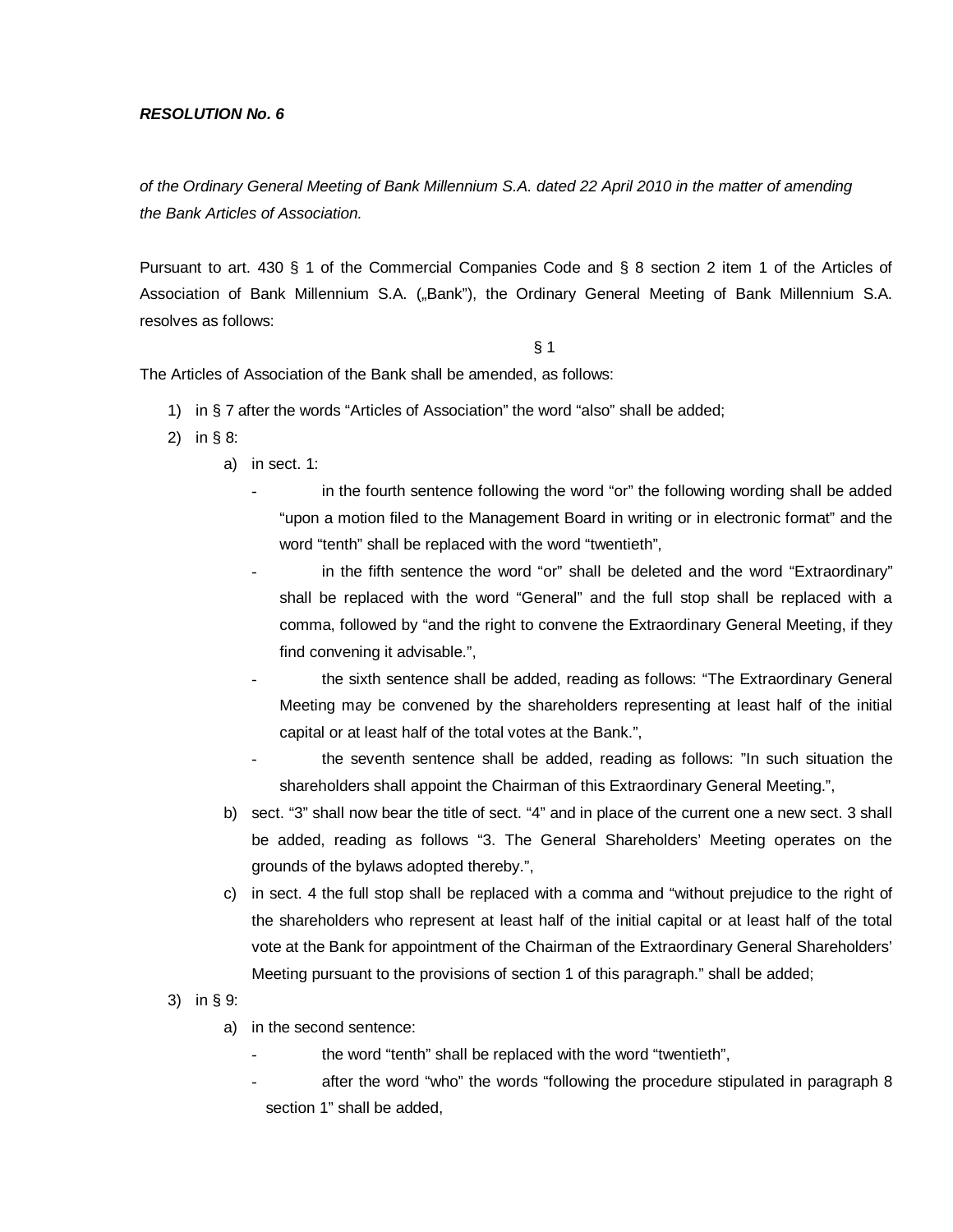***RESOLUTION No. 6***

*of the Ordinary General Meeting of Bank Millennium S.A. dated 22 April 2010 in the matter of amending the Bank Articles of Association.*

Pursuant to art. 430 § 1 of the Commercial Companies Code and § 8 section 2 item 1 of the Articles of Association of Bank Millennium S.A. („Bank"), the Ordinary General Meeting of Bank Millennium S.A. resolves as follows:

§ 1

The Articles of Association of the Bank shall be amended, as follows:

1) in § 7 after the words "Articles of Association" the word "also" shall be added;
2) in § 8:
   a) in sect. 1:
      - in the fourth sentence following the word "or" the following wording shall be added "upon a motion filed to the Management Board in writing or in electronic format" and the word "tenth" shall be replaced with the word "twentieth",
      - in the fifth sentence the word "or" shall be deleted and the word "Extraordinary" shall be replaced with the word "General" and the full stop shall be replaced with a comma, followed by "and the right to convene the Extraordinary General Meeting, if they find convening it advisable.",
      - the sixth sentence shall be added, reading as follows: "The Extraordinary General Meeting may be convened by the shareholders representing at least half of the initial capital or at least half of the total votes at the Bank.",
      - the seventh sentence shall be added, reading as follows: "In such situation the shareholders shall appoint the Chairman of this Extraordinary General Meeting.",
   b) sect. "3" shall now bear the title of sect. "4" and in place of the current one a new sect. 3 shall be added, reading as follows "3. The General Shareholders' Meeting operates on the grounds of the bylaws adopted thereby.",
   c) in sect. 4 the full stop shall be replaced with a comma and "without prejudice to the right of the shareholders who represent at least half of the initial capital or at least half of the total vote at the Bank for appointment of the Chairman of the Extraordinary General Shareholders' Meeting pursuant to the provisions of section 1 of this paragraph." shall be added;
3) in § 9:
   a) in the second sentence:
      - the word "tenth" shall be replaced with the word "twentieth",
      - after the word "who" the words "following the procedure stipulated in paragraph 8 section 1" shall be added,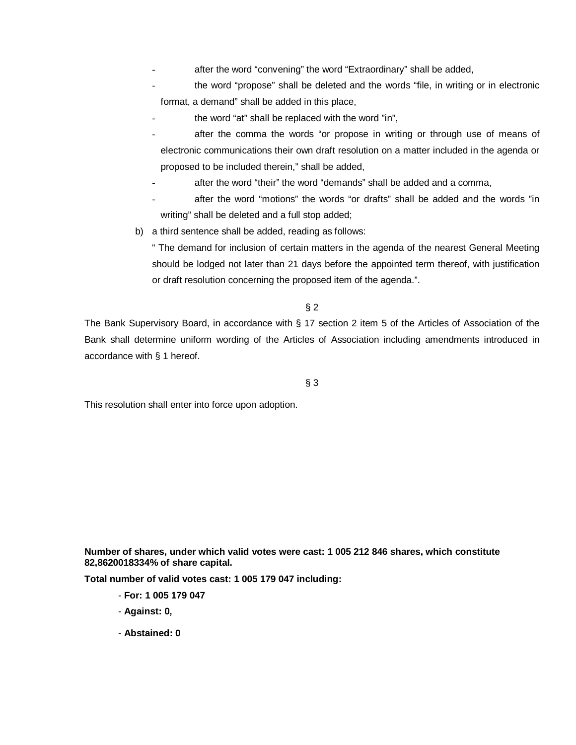- after the word “convening” the word “Extraordinary” shall be added,
- the word “propose” shall be deleted and the words “file, in writing or in electronic format, a demand” shall be added in this place,
- the word “at” shall be replaced with the word ”in”,
- after the comma the words “or propose in writing or through use of means of electronic communications their own draft resolution on a matter included in the agenda or proposed to be included therein,” shall be added,
- after the word “their” the word “demands” shall be added and a comma,
- after the word “motions” the words “or drafts” shall be added and the words ”in writing” shall be deleted and a full stop added;

b) a third sentence shall be added, reading as follows:

“ The demand for inclusion of certain matters in the agenda of the nearest General Meeting should be lodged not later than 21 days before the appointed term thereof, with justification or draft resolution concerning the proposed item of the agenda.”.

§ 2

The Bank Supervisory Board, in accordance with § 17 section 2 item 5 of the Articles of Association of the Bank shall determine uniform wording of the Articles of Association including amendments introduced in accordance with § 1 hereof.

§ 3

This resolution shall enter into force upon adoption.

**Number of shares, under which valid votes were cast: 1 005 212 846 shares, which constitute 82,8620018334% of share capital.**

**Total number of valid votes cast: 1 005 179 047 including:**

- **For: 1 005 179 047**
- **Against: 0,**
- **Abstained: 0**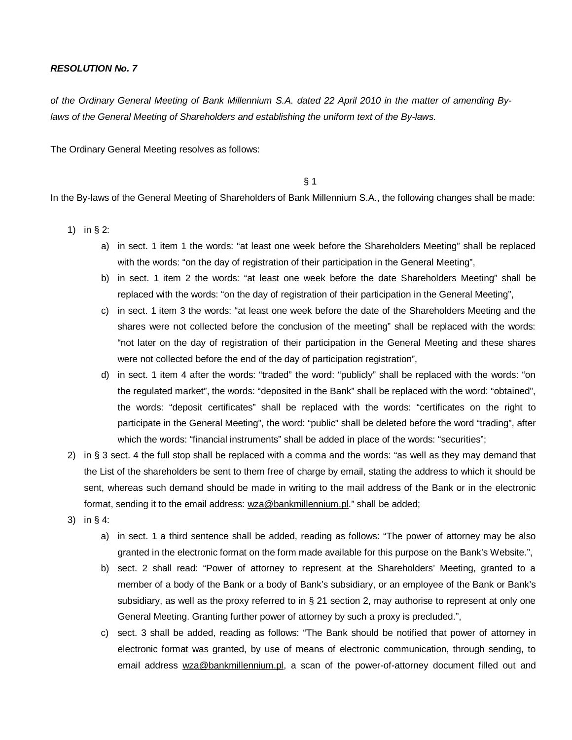***RESOLUTION No. 7***

*of the Ordinary General Meeting of Bank Millennium S.A. dated 22 April 2010 in the matter of amending By-laws of the General Meeting of Shareholders and establishing the uniform text of the By-laws.*

The Ordinary General Meeting resolves as follows:

§ 1

In the By-laws of the General Meeting of Shareholders of Bank Millennium S.A., the following changes shall be made:

1) in § 2:
    a) in sect. 1 item 1 the words: "at least one week before the Shareholders Meeting" shall be replaced with the words: "on the day of registration of their participation in the General Meeting",
    b) in sect. 1 item 2 the words: "at least one week before the date Shareholders Meeting" shall be replaced with the words: "on the day of registration of their participation in the General Meeting",
    c) in sect. 1 item 3 the words: "at least one week before the date of the Shareholders Meeting and the shares were not collected before the conclusion of the meeting" shall be replaced with the words: "not later on the day of registration of their participation in the General Meeting and these shares were not collected before the end of the day of participation registration",
    d) in sect. 1 item 4 after the words: "traded" the word: "publicly" shall be replaced with the words: "on the regulated market", the words: "deposited in the Bank" shall be replaced with the word: "obtained", the words: "deposit certificates" shall be replaced with the words: "certificates on the right to participate in the General Meeting", the word: "public" shall be deleted before the word "trading", after which the words: "financial instruments" shall be added in place of the words: "securities";
2) in § 3 sect. 4 the full stop shall be replaced with a comma and the words: "as well as they may demand that the List of the shareholders be sent to them free of charge by email, stating the address to which it should be sent, whereas such demand should be made in writing to the mail address of the Bank or in the electronic format, sending it to the email address: wza@bankmillennium.pl." shall be added;
3) in § 4:
    a) in sect. 1 a third sentence shall be added, reading as follows: "The power of attorney may be also granted in the electronic format on the form made available for this purpose on the Bank's Website.",
    b) sect. 2 shall read: "Power of attorney to represent at the Shareholders' Meeting, granted to a member of a body of the Bank or a body of Bank's subsidiary, or an employee of the Bank or Bank's subsidiary, as well as the proxy referred to in § 21 section 2, may authorise to represent at only one General Meeting. Granting further power of attorney by such a proxy is precluded.",
    c) sect. 3 shall be added, reading as follows: "The Bank should be notified that power of attorney in electronic format was granted, by use of means of electronic communication, through sending, to email address wza@bankmillennium.pl, a scan of the power-of-attorney document filled out and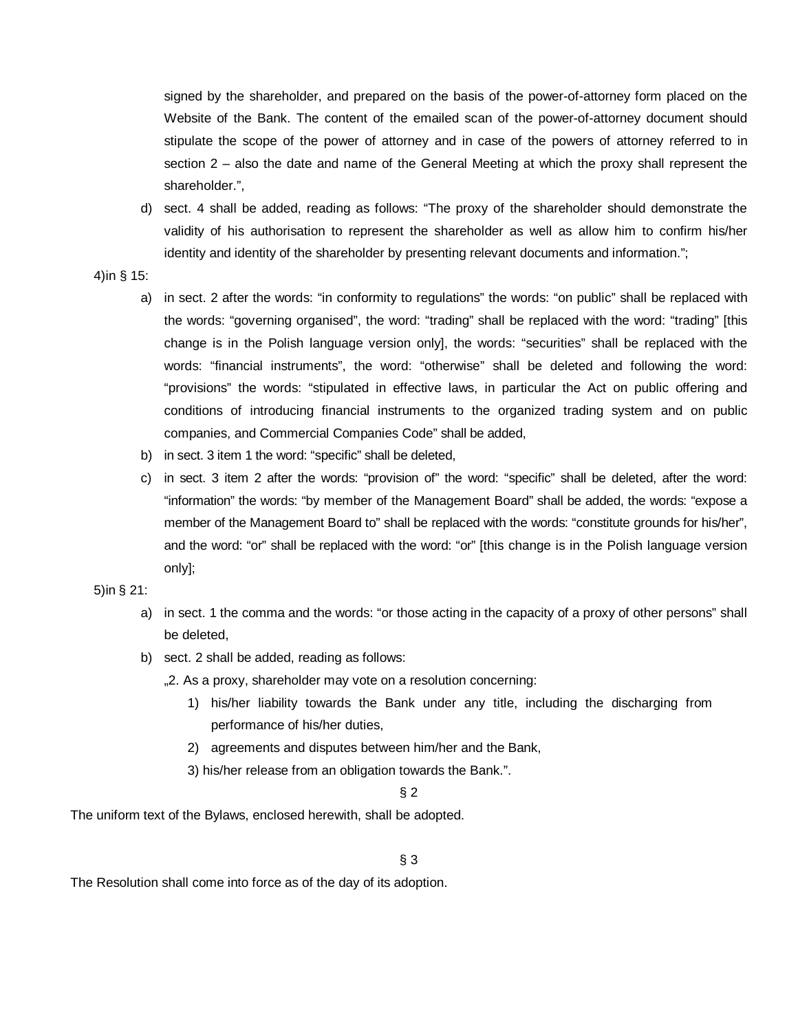signed by the shareholder, and prepared on the basis of the power-of-attorney form placed on the Website of the Bank. The content of the emailed scan of the power-of-attorney document should stipulate the scope of the power of attorney and in case of the powers of attorney referred to in section 2 – also the date and name of the General Meeting at which the proxy shall represent the shareholder.",

d) sect. 4 shall be added, reading as follows: "The proxy of the shareholder should demonstrate the validity of his authorisation to represent the shareholder as well as allow him to confirm his/her identity and identity of the shareholder by presenting relevant documents and information.";

4) in § 15:

a) in sect. 2 after the words: "in conformity to regulations" the words: "on public" shall be replaced with the words: "governing organised", the word: "trading" shall be replaced with the word: "trading" [this change is in the Polish language version only], the words: "securities" shall be replaced with the words: "financial instruments", the word: "otherwise" shall be deleted and following the word: "provisions" the words: "stipulated in effective laws, in particular the Act on public offering and conditions of introducing financial instruments to the organized trading system and on public companies, and Commercial Companies Code" shall be added,

b) in sect. 3 item 1 the word: "specific" shall be deleted,

c) in sect. 3 item 2 after the words: "provision of" the word: "specific" shall be deleted, after the word: "information" the words: "by member of the Management Board" shall be added, the words: "expose a member of the Management Board to" shall be replaced with the words: "constitute grounds for his/her", and the word: "or" shall be replaced with the word: "or" [this change is in the Polish language version only];

5) in § 21:

a) in sect. 1 the comma and the words: "or those acting in the capacity of a proxy of other persons" shall be deleted,

b) sect. 2 shall be added, reading as follows:

„2. As a proxy, shareholder may vote on a resolution concerning:

1) his/her liability towards the Bank under any title, including the discharging from performance of his/her duties,
2) agreements and disputes between him/her and the Bank,
3) his/her release from an obligation towards the Bank.".

§ 2

The uniform text of the Bylaws, enclosed herewith, shall be adopted.

§ 3

The Resolution shall come into force as of the day of its adoption.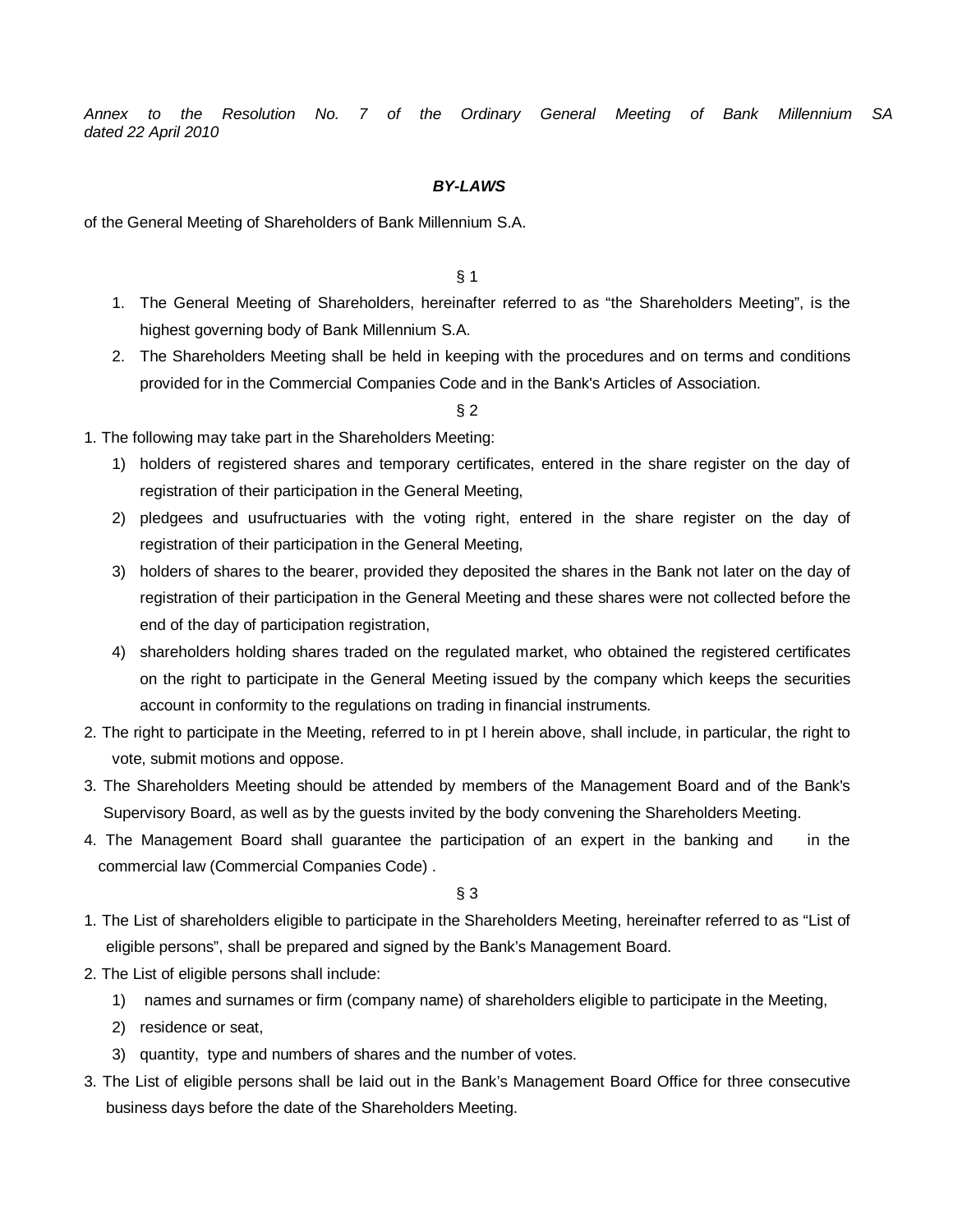*Annex to the Resolution No. 7 of the Ordinary General Meeting of Bank Millennium SA dated 22 April 2010*

***BY-LAWS***

of the General Meeting of Shareholders of Bank Millennium S.A.

§ 1

1. The General Meeting of Shareholders, hereinafter referred to as "the Shareholders Meeting", is the highest governing body of Bank Millennium S.A.
2. The Shareholders Meeting shall be held in keeping with the procedures and on terms and conditions provided for in the Commercial Companies Code and in the Bank's Articles of Association.

§ 2

1. The following may take part in the Shareholders Meeting:
   1) holders of registered shares and temporary certificates, entered in the share register on the day of registration of their participation in the General Meeting,
   2) pledgees and usufructuaries with the voting right, entered in the share register on the day of registration of their participation in the General Meeting,
   3) holders of shares to the bearer, provided they deposited the shares in the Bank not later on the day of registration of their participation in the General Meeting and these shares were not collected before the end of the day of participation registration,
   4) shareholders holding shares traded on the regulated market, who obtained the registered certificates on the right to participate in the General Meeting issued by the company which keeps the securities account in conformity to the regulations on trading in financial instruments.
2. The right to participate in the Meeting, referred to in pt l herein above, shall include, in particular, the right to vote, submit motions and oppose.
3. The Shareholders Meeting should be attended by members of the Management Board and of the Bank's Supervisory Board, as well as by the guests invited by the body convening the Shareholders Meeting.
4. The Management Board shall guarantee the participation of an expert in the banking and in the commercial law (Commercial Companies Code) .

§ 3

1. The List of shareholders eligible to participate in the Shareholders Meeting, hereinafter referred to as "List of eligible persons", shall be prepared and signed by the Bank's Management Board.
2. The List of eligible persons shall include:
   1) names and surnames or firm (company name) of shareholders eligible to participate in the Meeting,
   2) residence or seat,
   3) quantity, type and numbers of shares and the number of votes.
3. The List of eligible persons shall be laid out in the Bank's Management Board Office for three consecutive business days before the date of the Shareholders Meeting.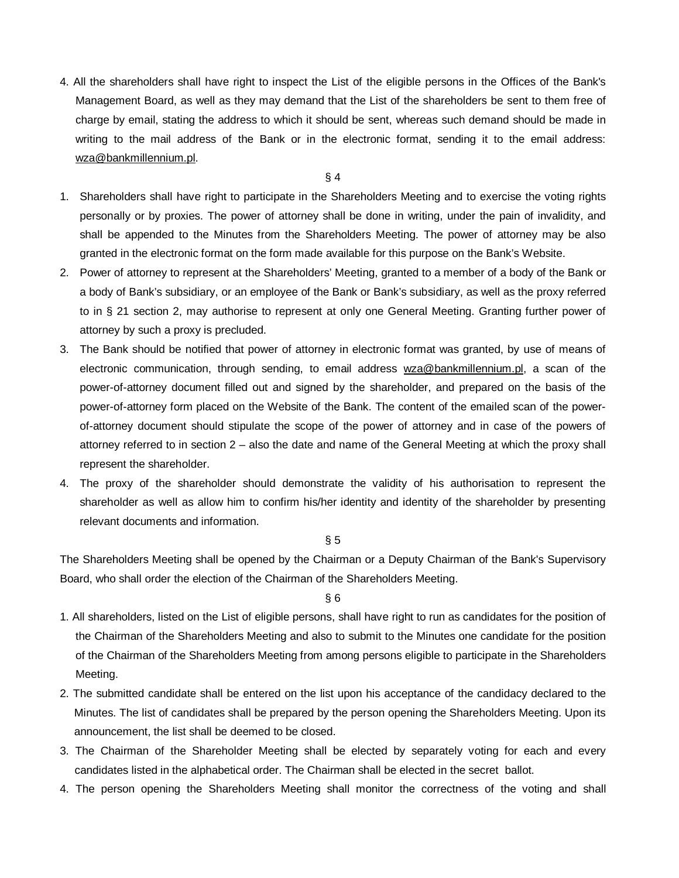4. All the shareholders shall have right to inspect the List of the eligible persons in the Offices of the Bank's Management Board, as well as they may demand that the List of the shareholders be sent to them free of charge by email, stating the address to which it should be sent, whereas such demand should be made in writing to the mail address of the Bank or in the electronic format, sending it to the email address: wza@bankmillennium.pl.

§ 4

1. Shareholders shall have right to participate in the Shareholders Meeting and to exercise the voting rights personally or by proxies. The power of attorney shall be done in writing, under the pain of invalidity, and shall be appended to the Minutes from the Shareholders Meeting. The power of attorney may be also granted in the electronic format on the form made available for this purpose on the Bank's Website.
2. Power of attorney to represent at the Shareholders' Meeting, granted to a member of a body of the Bank or a body of Bank's subsidiary, or an employee of the Bank or Bank's subsidiary, as well as the proxy referred to in § 21 section 2, may authorise to represent at only one General Meeting. Granting further power of attorney by such a proxy is precluded.
3. The Bank should be notified that power of attorney in electronic format was granted, by use of means of electronic communication, through sending, to email address wza@bankmillennium.pl, a scan of the power-of-attorney document filled out and signed by the shareholder, and prepared on the basis of the power-of-attorney form placed on the Website of the Bank. The content of the emailed scan of the power-of-attorney document should stipulate the scope of the power of attorney and in case of the powers of attorney referred to in section 2 – also the date and name of the General Meeting at which the proxy shall represent the shareholder.
4. The proxy of the shareholder should demonstrate the validity of his authorisation to represent the shareholder as well as allow him to confirm his/her identity and identity of the shareholder by presenting relevant documents and information.

§ 5

The Shareholders Meeting shall be opened by the Chairman or a Deputy Chairman of the Bank's Supervisory Board, who shall order the election of the Chairman of the Shareholders Meeting.

§ 6

1. All shareholders, listed on the List of eligible persons, shall have right to run as candidates for the position of the Chairman of the Shareholders Meeting and also to submit to the Minutes one candidate for the position of the Chairman of the Shareholders Meeting from among persons eligible to participate in the Shareholders Meeting.
2. The submitted candidate shall be entered on the list upon his acceptance of the candidacy declared to the Minutes. The list of candidates shall be prepared by the person opening the Shareholders Meeting. Upon its announcement, the list shall be deemed to be closed.
3. The Chairman of the Shareholder Meeting shall be elected by separately voting for each and every candidates listed in the alphabetical order. The Chairman shall be elected in the secret ballot.
4. The person opening the Shareholders Meeting shall monitor the correctness of the voting and shall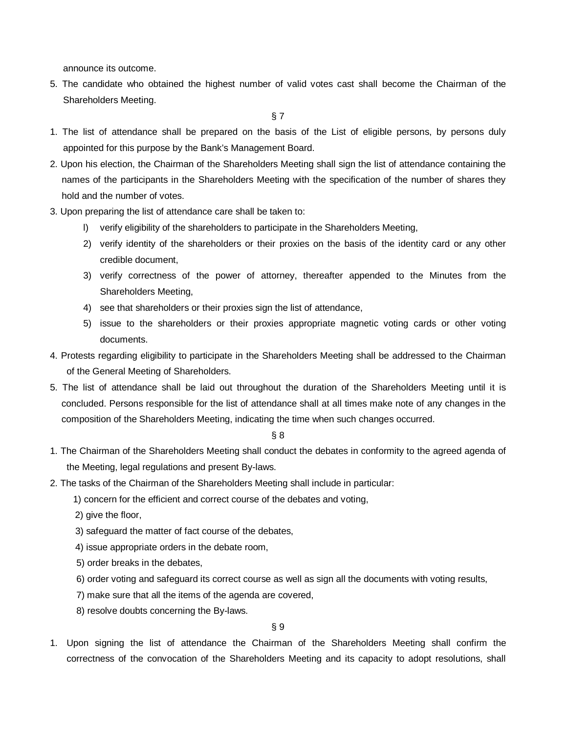announce its outcome.

5. The candidate who obtained the highest number of valid votes cast shall become the Chairman of the Shareholders Meeting.

§ 7

1. The list of attendance shall be prepared on the basis of the List of eligible persons, by persons duly appointed for this purpose by the Bank's Management Board.
2. Upon his election, the Chairman of the Shareholders Meeting shall sign the list of attendance containing the names of the participants in the Shareholders Meeting with the specification of the number of shares they hold and the number of votes.
3. Upon preparing the list of attendance care shall be taken to:
   l) verify eligibility of the shareholders to participate in the Shareholders Meeting,
   2) verify identity of the shareholders or their proxies on the basis of the identity card or any other credible document,
   3) verify correctness of the power of attorney, thereafter appended to the Minutes from the Shareholders Meeting,
   4) see that shareholders or their proxies sign the list of attendance,
   5) issue to the shareholders or their proxies appropriate magnetic voting cards or other voting documents.
4. Protests regarding eligibility to participate in the Shareholders Meeting shall be addressed to the Chairman of the General Meeting of Shareholders.
5. The list of attendance shall be laid out throughout the duration of the Shareholders Meeting until it is concluded. Persons responsible for the list of attendance shall at all times make note of any changes in the composition of the Shareholders Meeting, indicating the time when such changes occurred.

§ 8

1. The Chairman of the Shareholders Meeting shall conduct the debates in conformity to the agreed agenda of the Meeting, legal regulations and present By-laws.
2. The tasks of the Chairman of the Shareholders Meeting shall include in particular:
   1) concern for the efficient and correct course of the debates and voting,
   2) give the floor,
   3) safeguard the matter of fact course of the debates,
   4) issue appropriate orders in the debate room,
   5) order breaks in the debates,
   6) order voting and safeguard its correct course as well as sign all the documents with voting results,
   7) make sure that all the items of the agenda are covered,
   8) resolve doubts concerning the By-laws.

§ 9

1. Upon signing the list of attendance the Chairman of the Shareholders Meeting shall confirm the correctness of the convocation of the Shareholders Meeting and its capacity to adopt resolutions, shall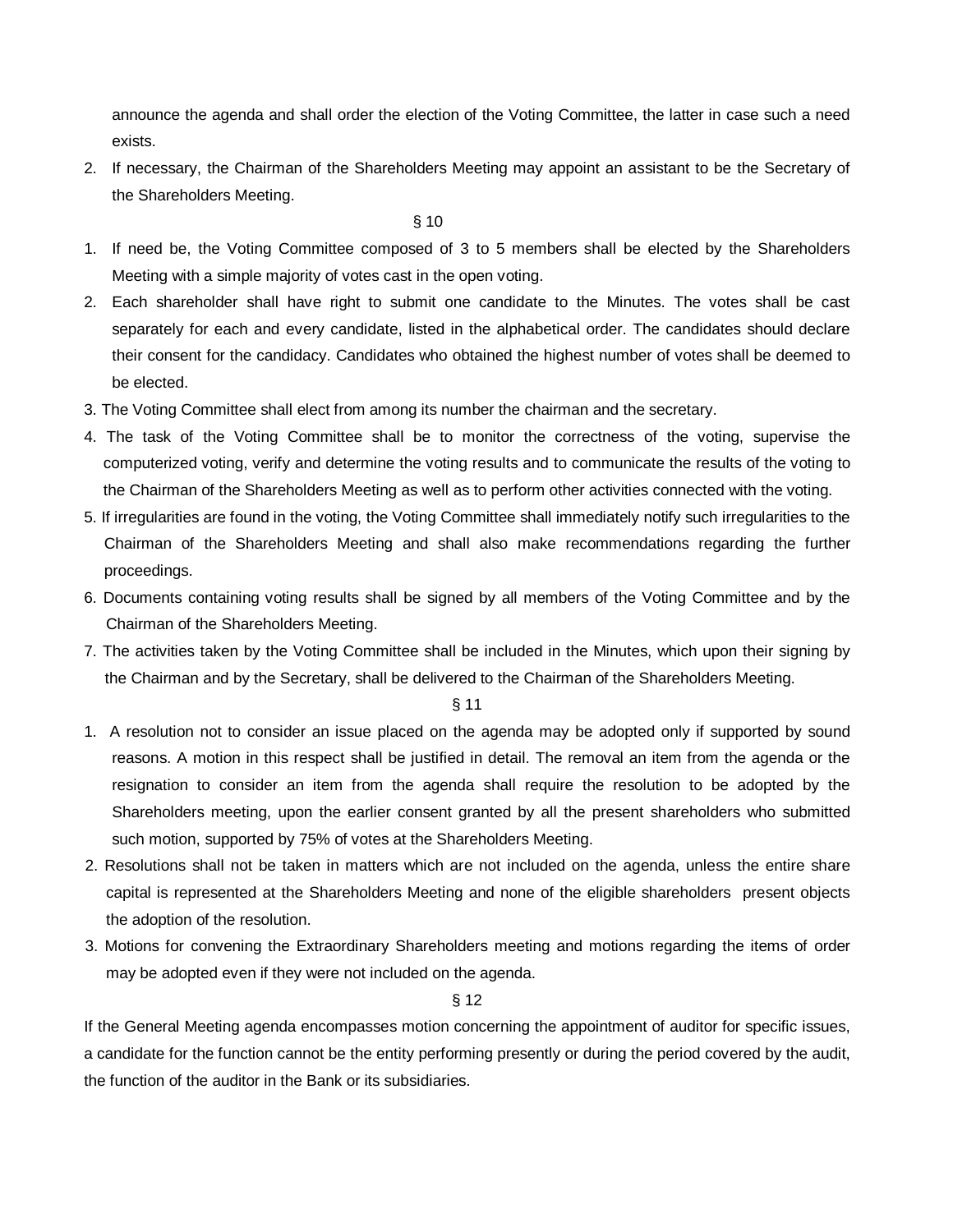announce the agenda and shall order the election of the Voting Committee, the latter in case such a need exists.

2. If necessary, the Chairman of the Shareholders Meeting may appoint an assistant to be the Secretary of the Shareholders Meeting.

§ 10

1. If need be, the Voting Committee composed of 3 to 5 members shall be elected by the Shareholders Meeting with a simple majority of votes cast in the open voting.
2. Each shareholder shall have right to submit one candidate to the Minutes. The votes shall be cast separately for each and every candidate, listed in the alphabetical order. The candidates should declare their consent for the candidacy. Candidates who obtained the highest number of votes shall be deemed to be elected.
3. The Voting Committee shall elect from among its number the chairman and the secretary.
4. The task of the Voting Committee shall be to monitor the correctness of the voting, supervise the computerized voting, verify and determine the voting results and to communicate the results of the voting to the Chairman of the Shareholders Meeting as well as to perform other activities connected with the voting.
5. If irregularities are found in the voting, the Voting Committee shall immediately notify such irregularities to the Chairman of the Shareholders Meeting and shall also make recommendations regarding the further proceedings.
6. Documents containing voting results shall be signed by all members of the Voting Committee and by the Chairman of the Shareholders Meeting.
7. The activities taken by the Voting Committee shall be included in the Minutes, which upon their signing by the Chairman and by the Secretary, shall be delivered to the Chairman of the Shareholders Meeting.

§ 11

1. A resolution not to consider an issue placed on the agenda may be adopted only if supported by sound reasons. A motion in this respect shall be justified in detail. The removal an item from the agenda or the resignation to consider an item from the agenda shall require the resolution to be adopted by the Shareholders meeting, upon the earlier consent granted by all the present shareholders who submitted such motion, supported by 75% of votes at the Shareholders Meeting.
2. Resolutions shall not be taken in matters which are not included on the agenda, unless the entire share capital is represented at the Shareholders Meeting and none of the eligible shareholders present objects the adoption of the resolution.
3. Motions for convening the Extraordinary Shareholders meeting and motions regarding the items of order may be adopted even if they were not included on the agenda.

§ 12

If the General Meeting agenda encompasses motion concerning the appointment of auditor for specific issues, a candidate for the function cannot be the entity performing presently or during the period covered by the audit, the function of the auditor in the Bank or its subsidiaries.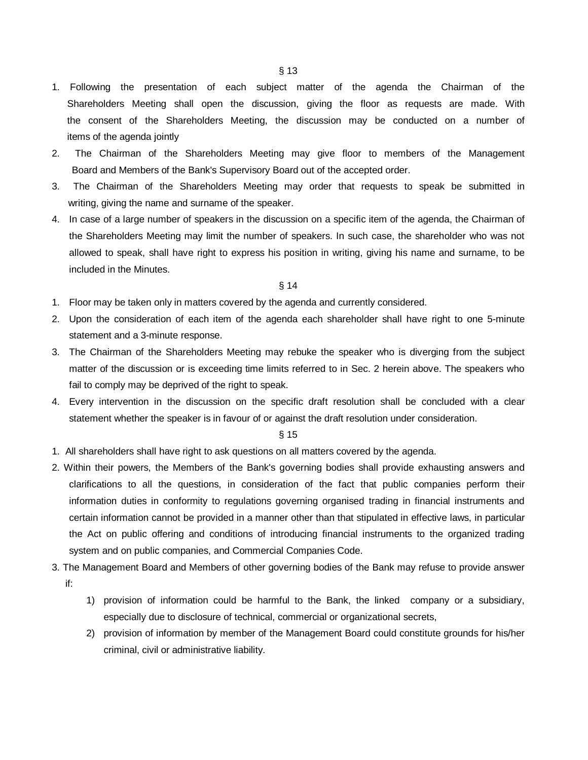§ 13

1. Following the presentation of each subject matter of the agenda the Chairman of the Shareholders Meeting shall open the discussion, giving the floor as requests are made. With the consent of the Shareholders Meeting, the discussion may be conducted on a number of items of the agenda jointly
2. The Chairman of the Shareholders Meeting may give floor to members of the Management Board and Members of the Bank's Supervisory Board out of the accepted order.
3. The Chairman of the Shareholders Meeting may order that requests to speak be submitted in writing, giving the name and surname of the speaker.
4. In case of a large number of speakers in the discussion on a specific item of the agenda, the Chairman of the Shareholders Meeting may limit the number of speakers. In such case, the shareholder who was not allowed to speak, shall have right to express his position in writing, giving his name and surname, to be included in the Minutes.

§ 14

1. Floor may be taken only in matters covered by the agenda and currently considered.
2. Upon the consideration of each item of the agenda each shareholder shall have right to one 5-minute statement and a 3-minute response.
3. The Chairman of the Shareholders Meeting may rebuke the speaker who is diverging from the subject matter of the discussion or is exceeding time limits referred to in Sec. 2 herein above. The speakers who fail to comply may be deprived of the right to speak.
4. Every intervention in the discussion on the specific draft resolution shall be concluded with a clear statement whether the speaker is in favour of or against the draft resolution under consideration.

§ 15

1. All shareholders shall have right to ask questions on all matters covered by the agenda.
2. Within their powers, the Members of the Bank's governing bodies shall provide exhausting answers and clarifications to all the questions, in consideration of the fact that public companies perform their information duties in conformity to regulations governing organised trading in financial instruments and certain information cannot be provided in a manner other than that stipulated in effective laws, in particular the Act on public offering and conditions of introducing financial instruments to the organized trading system and on public companies, and Commercial Companies Code.
3. The Management Board and Members of other governing bodies of the Bank may refuse to provide answer if:
    1) provision of information could be harmful to the Bank, the linked company or a subsidiary, especially due to disclosure of technical, commercial or organizational secrets,
    2) provision of information by member of the Management Board could constitute grounds for his/her criminal, civil or administrative liability.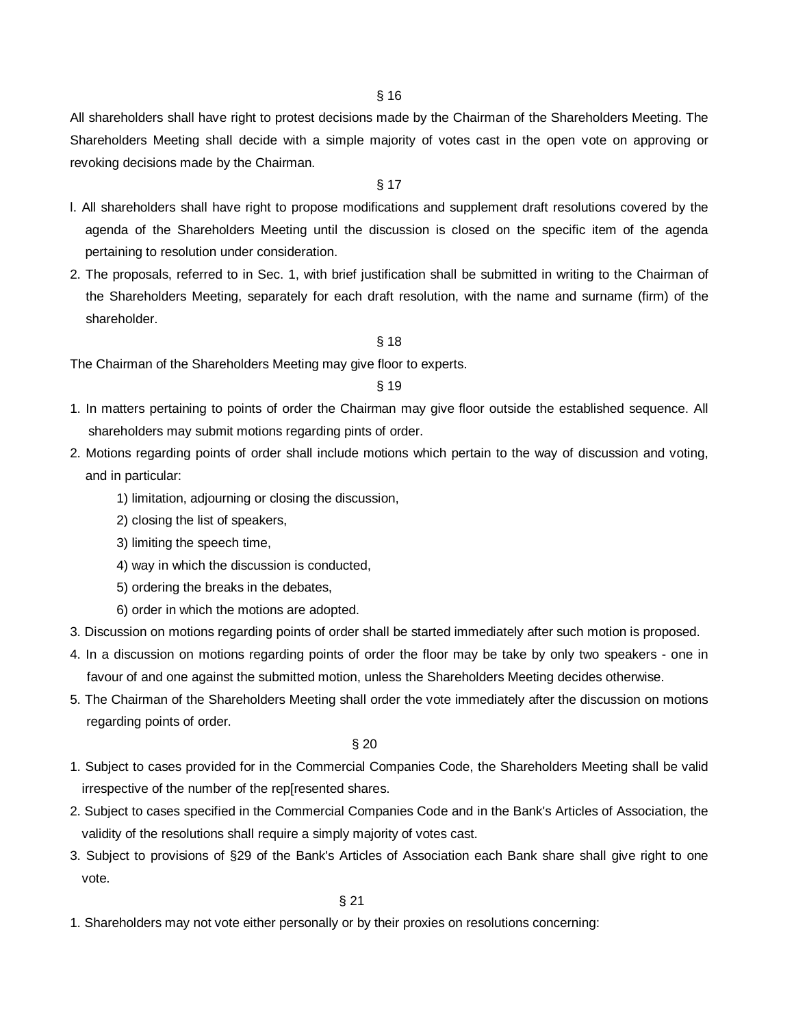§ 16

All shareholders shall have right to protest decisions made by the Chairman of the Shareholders Meeting. The Shareholders Meeting shall decide with a simple majority of votes cast in the open vote on approving or revoking decisions made by the Chairman.

§ 17

l. All shareholders shall have right to propose modifications and supplement draft resolutions covered by the agenda of the Shareholders Meeting until the discussion is closed on the specific item of the agenda pertaining to resolution under consideration.

2. The proposals, referred to in Sec. 1, with brief justification shall be submitted in writing to the Chairman of the Shareholders Meeting, separately for each draft resolution, with the name and surname (firm) of the shareholder.

§ 18

The Chairman of the Shareholders Meeting may give floor to experts.

§ 19

1. In matters pertaining to points of order the Chairman may give floor outside the established sequence. All shareholders may submit motions regarding pints of order.
2. Motions regarding points of order shall include motions which pertain to the way of discussion and voting, and in particular:
   1) limitation, adjourning or closing the discussion,
   2) closing the list of speakers,
   3) limiting the speech time,
   4) way in which the discussion is conducted,
   5) ordering the breaks in the debates,
   6) order in which the motions are adopted.
3. Discussion on motions regarding points of order shall be started immediately after such motion is proposed.
4. In a discussion on motions regarding points of order the floor may be take by only two speakers - one in favour of and one against the submitted motion, unless the Shareholders Meeting decides otherwise.
5. The Chairman of the Shareholders Meeting shall order the vote immediately after the discussion on motions regarding points of order.

§ 20

1. Subject to cases provided for in the Commercial Companies Code, the Shareholders Meeting shall be valid irrespective of the number of the rep[resented shares.
2. Subject to cases specified in the Commercial Companies Code and in the Bank's Articles of Association, the validity of the resolutions shall require a simply majority of votes cast.
3. Subject to provisions of §29 of the Bank's Articles of Association each Bank share shall give right to one vote.

§ 21

1. Shareholders may not vote either personally or by their proxies on resolutions concerning: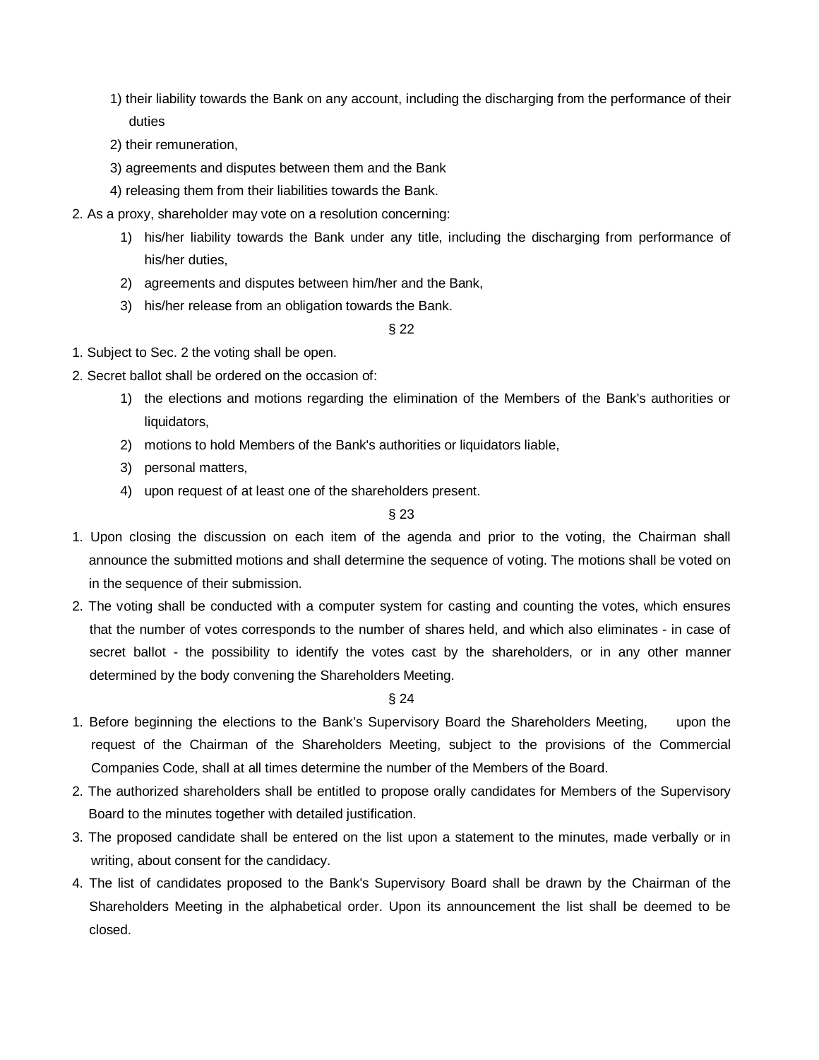1) their liability towards the Bank on any account, including the discharging from the performance of their duties
2) their remuneration,
3) agreements and disputes between them and the Bank
4) releasing them from their liabilities towards the Bank.

2. As a proxy, shareholder may vote on a resolution concerning:
   1) his/her liability towards the Bank under any title, including the discharging from performance of his/her duties,
   2) agreements and disputes between him/her and the Bank,
   3) his/her release from an obligation towards the Bank.

§ 22

1. Subject to Sec. 2 the voting shall be open.
2. Secret ballot shall be ordered on the occasion of:
   1) the elections and motions regarding the elimination of the Members of the Bank's authorities or liquidators,
   2) motions to hold Members of the Bank's authorities or liquidators liable,
   3) personal matters,
   4) upon request of at least one of the shareholders present.

§ 23

1. Upon closing the discussion on each item of the agenda and prior to the voting, the Chairman shall announce the submitted motions and shall determine the sequence of voting. The motions shall be voted on in the sequence of their submission.
2. The voting shall be conducted with a computer system for casting and counting the votes, which ensures that the number of votes corresponds to the number of shares held, and which also eliminates - in case of secret ballot - the possibility to identify the votes cast by the shareholders, or in any other manner determined by the body convening the Shareholders Meeting.

§ 24

1. Before beginning the elections to the Bank's Supervisory Board the Shareholders Meeting, upon the request of the Chairman of the Shareholders Meeting, subject to the provisions of the Commercial Companies Code, shall at all times determine the number of the Members of the Board.
2. The authorized shareholders shall be entitled to propose orally candidates for Members of the Supervisory Board to the minutes together with detailed justification.
3. The proposed candidate shall be entered on the list upon a statement to the minutes, made verbally or in writing, about consent for the candidacy.
4. The list of candidates proposed to the Bank's Supervisory Board shall be drawn by the Chairman of the Shareholders Meeting in the alphabetical order. Upon its announcement the list shall be deemed to be closed.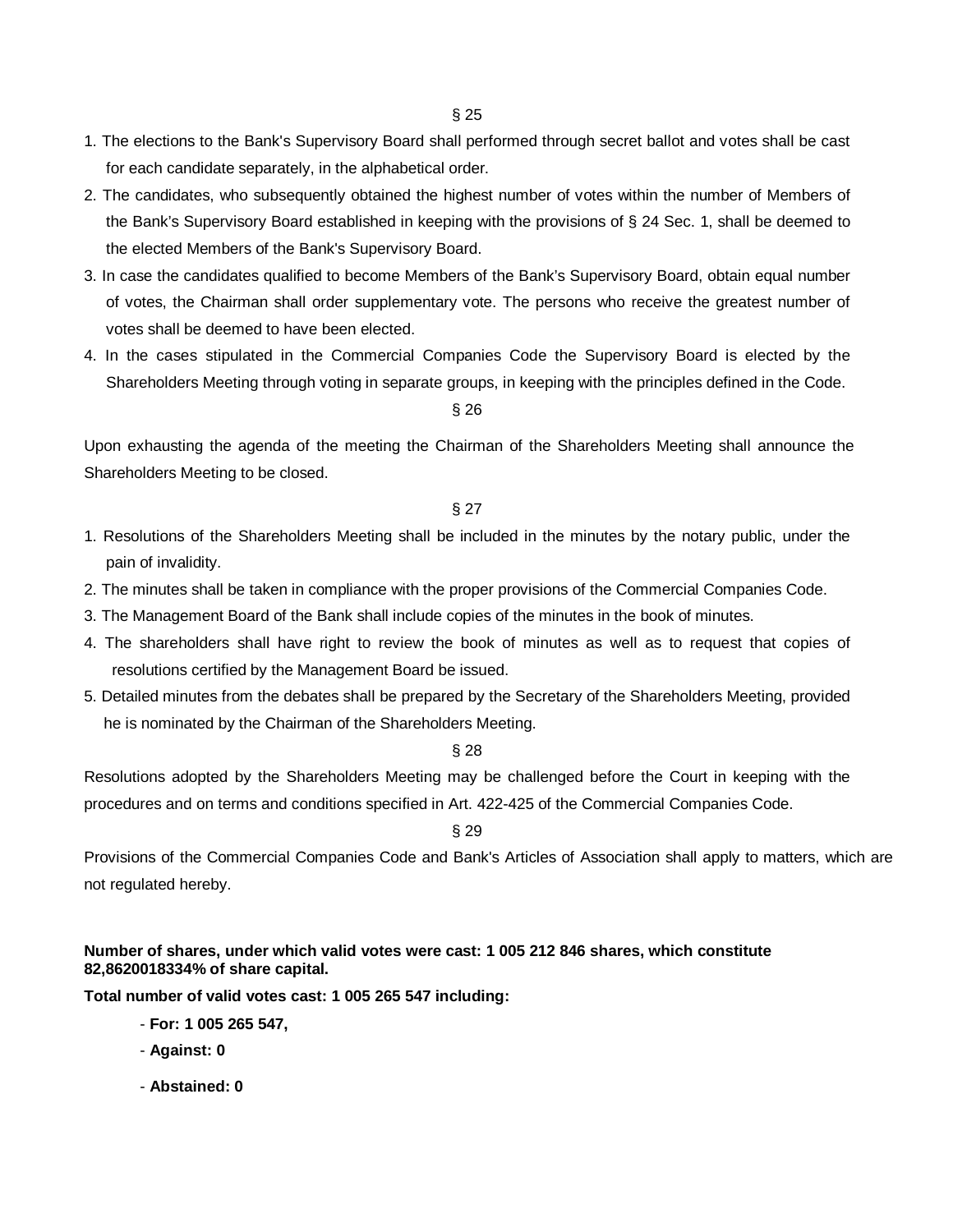§ 25

1. The elections to the Bank's Supervisory Board shall performed through secret ballot and votes shall be cast for each candidate separately, in the alphabetical order.
2. The candidates, who subsequently obtained the highest number of votes within the number of Members of the Bank's Supervisory Board established in keeping with the provisions of § 24 Sec. 1, shall be deemed to the elected Members of the Bank's Supervisory Board.
3. In case the candidates qualified to become Members of the Bank's Supervisory Board, obtain equal number of votes, the Chairman shall order supplementary vote. The persons who receive the greatest number of votes shall be deemed to have been elected.
4. In the cases stipulated in the Commercial Companies Code the Supervisory Board is elected by the Shareholders Meeting through voting in separate groups, in keeping with the principles defined in the Code.

§ 26

Upon exhausting the agenda of the meeting the Chairman of the Shareholders Meeting shall announce the Shareholders Meeting to be closed.

§ 27

1. Resolutions of the Shareholders Meeting shall be included in the minutes by the notary public, under the pain of invalidity.
2. The minutes shall be taken in compliance with the proper provisions of the Commercial Companies Code.
3. The Management Board of the Bank shall include copies of the minutes in the book of minutes.
4. The shareholders shall have right to review the book of minutes as well as to request that copies of resolutions certified by the Management Board be issued.
5. Detailed minutes from the debates shall be prepared by the Secretary of the Shareholders Meeting, provided he is nominated by the Chairman of the Shareholders Meeting.

§ 28

Resolutions adopted by the Shareholders Meeting may be challenged before the Court in keeping with the procedures and on terms and conditions specified in Art. 422-425 of the Commercial Companies Code.

§ 29

Provisions of the Commercial Companies Code and Bank's Articles of Association shall apply to matters, which are not regulated hereby.

**Number of shares, under which valid votes were cast: 1 005 212 846 shares, which constitute 82,8620018334% of share capital.**

**Total number of valid votes cast: 1 005 265 547 including:**

- **For: 1 005 265 547,**
- **Against: 0**
- **Abstained: 0**